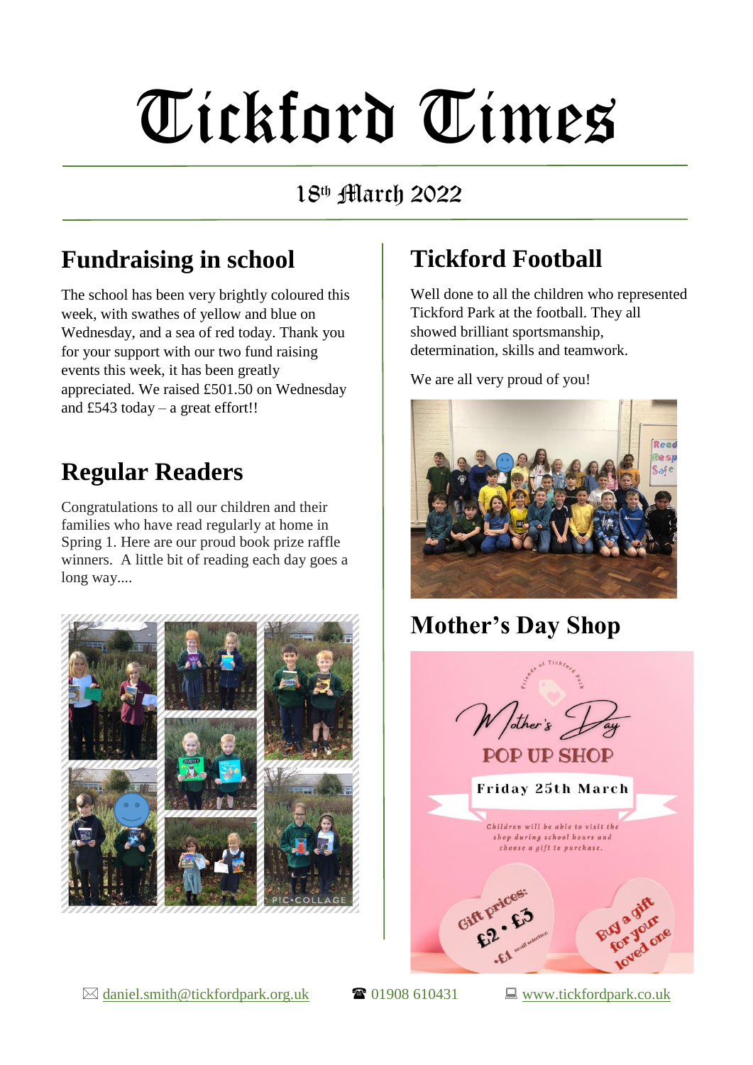# Tickford Times

18th March 2022

## Fundraising in school

The school has been very brightly coloured this week, with swathes of yellow and blue on Wednesday, and a sea of red today. Thank you for your support with our two fund raising events this week, it has been greatly appreciated. We raised £501.50 on Wednesday and £543 today – a great effort!!

## Regular Readers

Congratulations to all our children and their families who have read regularly at home in Spring 1. Here are our proud book prize raffle winners. A little bit of reading each day goes a long way....

## Tickford Football

Well done to all the children who represented Tickford Park at the football. They all showed brilliant sportsmanship, determination, skills and teamwork.

We are all very proud of you!

## Mother's Day Shop

Friends of Tickford Park

Mother's Day

POP UP SHOP

Friday 25th March

Children will be able to visit the shop during school hours and choose a gift to purchase.

Gift prices: £2 • £3 •£1 small selection

Buy a gift for your loved one

✉ daniel.smith@tickfordpark.org.uk ☎ 01908 610431 💻 www.tickfordpark.co.uk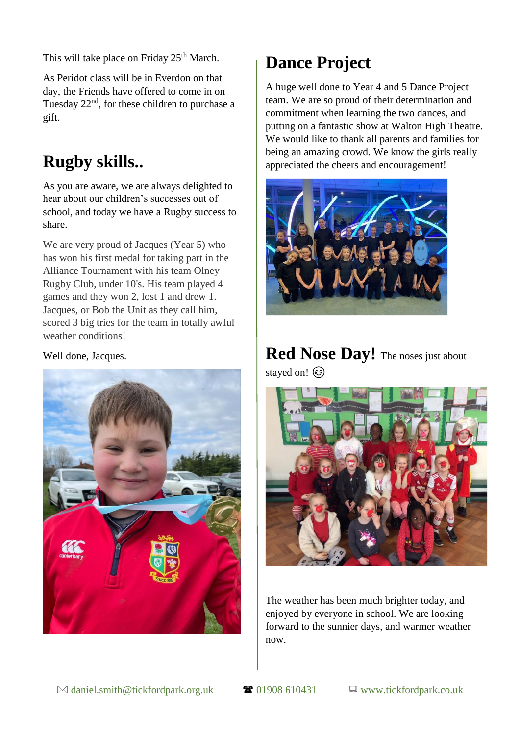This will take place on Friday 25th March.

As Peridot class will be in Everdon on that day, the Friends have offered to come in on Tuesday 22nd, for these children to purchase a gift.

## Rugby skills..

As you are aware, we are always delighted to hear about our children's successes out of school, and today we have a Rugby success to share.

We are very proud of Jacques (Year 5) who has won his first medal for taking part in the Alliance Tournament with his team Olney Rugby Club, under 10's. His team played 4 games and they won 2, lost 1 and drew 1. Jacques, or Bob the Unit as they call him, scored 3 big tries for the team in totally awful weather conditions!

Well done, Jacques.

## Dance Project

A huge well done to Year 4 and 5 Dance Project team. We are so proud of their determination and commitment when learning the two dances, and putting on a fantastic show at Walton High Theatre. We would like to thank all parents and families for being an amazing crowd. We know the girls really appreciated the cheers and encouragement!

## Red Nose Day!

The noses just about stayed on! 😉

The weather has been much brighter today, and enjoyed by everyone in school. We are looking forward to the sunnier days, and warmer weather now.

✉ daniel.smith@tickfordpark.org.uk ☎ 01908 610431 💻 www.tickfordpark.co.uk